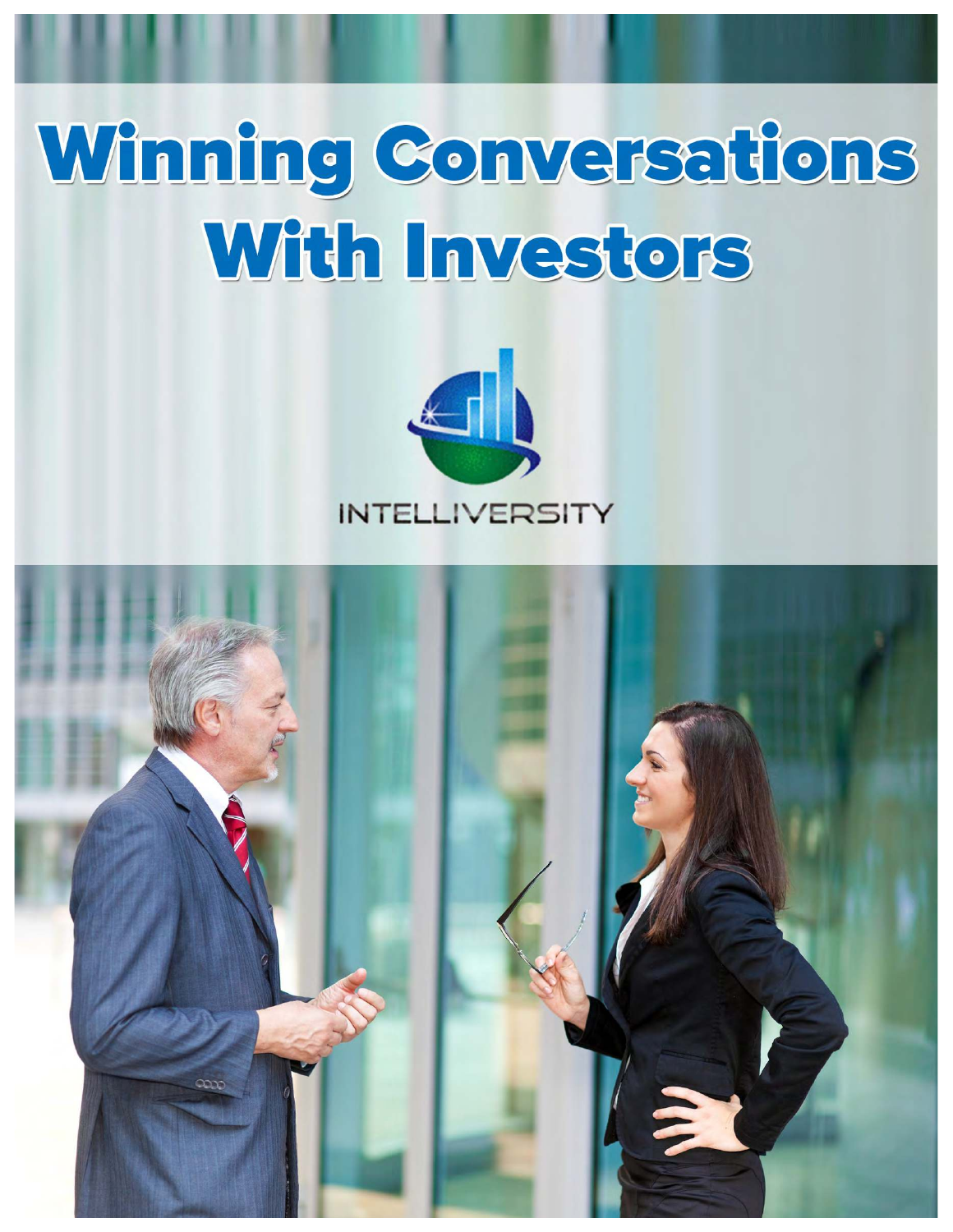# Winning Conversations With Investors

INTELLIVERSITY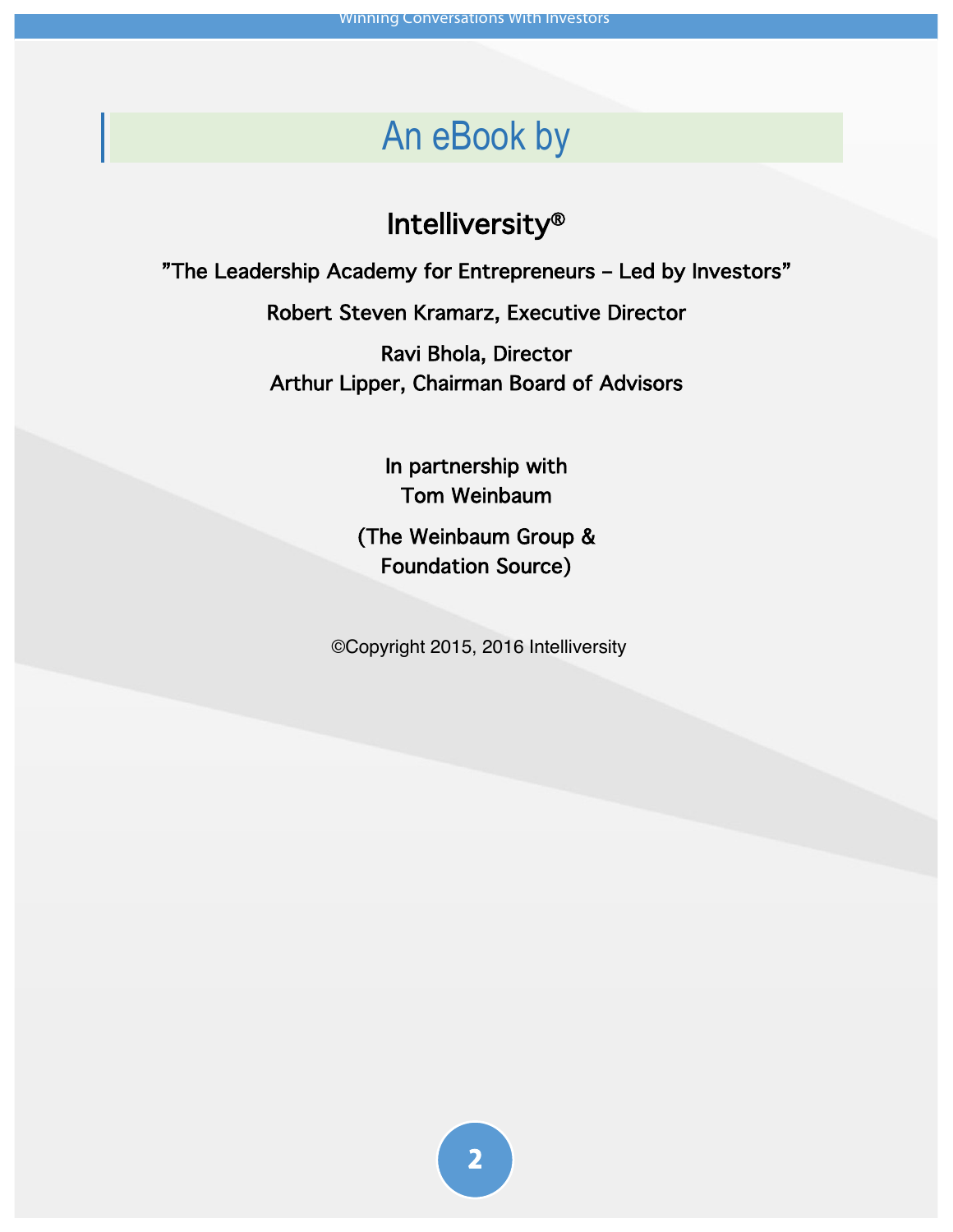# An eBook by

## Intelliversity®

”The Leadership Academy for Entrepreneurs – Led by Investors”

Robert Steven Kramarz, Executive Director

Ravi Bhola, Director
Arthur Lipper, Chairman Board of Advisors

In partnership with
Tom Weinbaum

(The Weinbaum Group &
Foundation Source)

©Copyright 2015, 2016 Intelliversity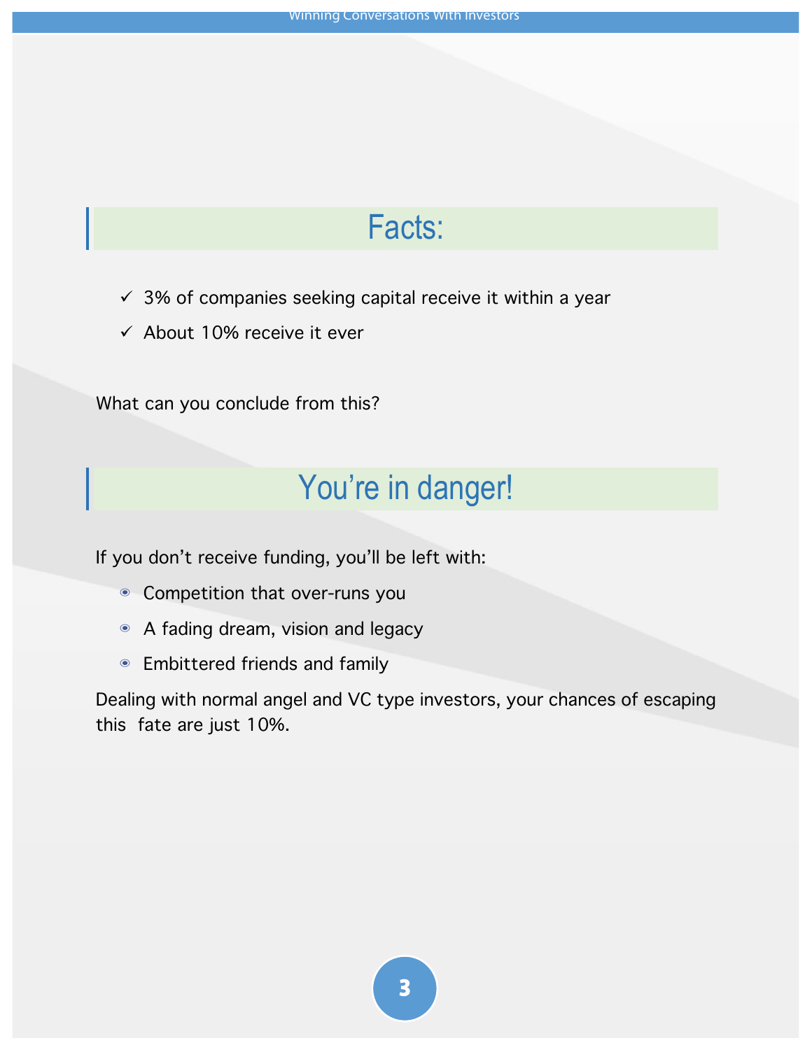## Facts:

- ✓ 3% of companies seeking capital receive it within a year
- ✓ About 10% receive it ever

What can you conclude from this?

## You're in danger!

If you don't receive funding, you'll be left with:

- Competition that over-runs you
- A fading dream, vision and legacy
- Embittered friends and family

Dealing with normal angel and VC type investors, your chances of escaping this fate are just 10%.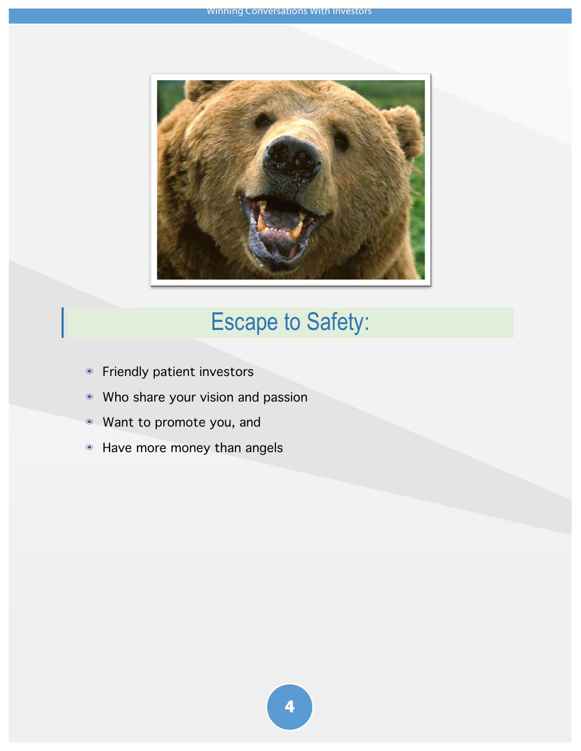## Escape to Safety:

- Friendly patient investors
- Who share your vision and passion
- Want to promote you, and
- Have more money than angels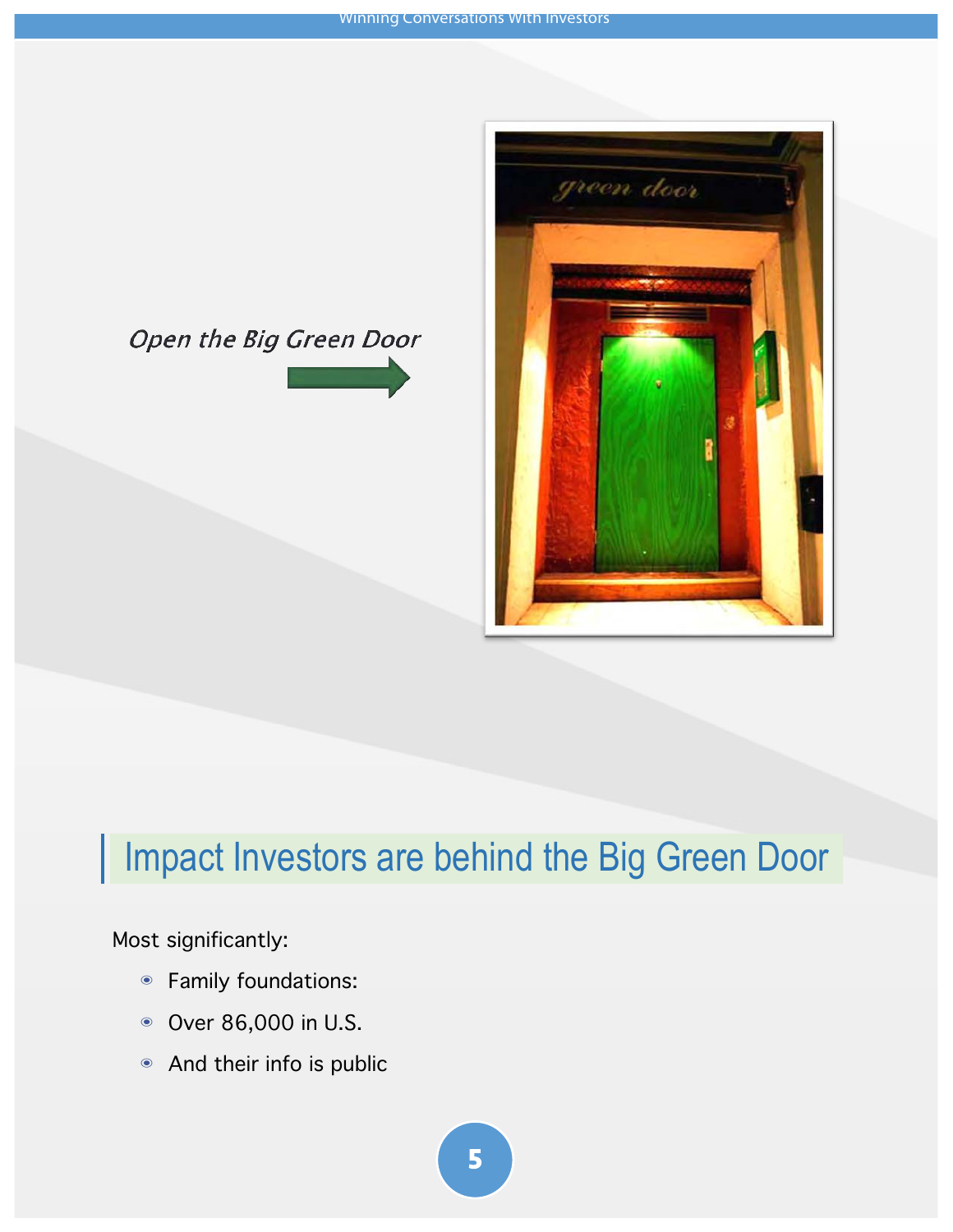*Open the Big Green Door*

## Impact Investors are behind the Big Green Door

Most significantly:

- Family foundations:
- Over 86,000 in U.S.
- And their info is public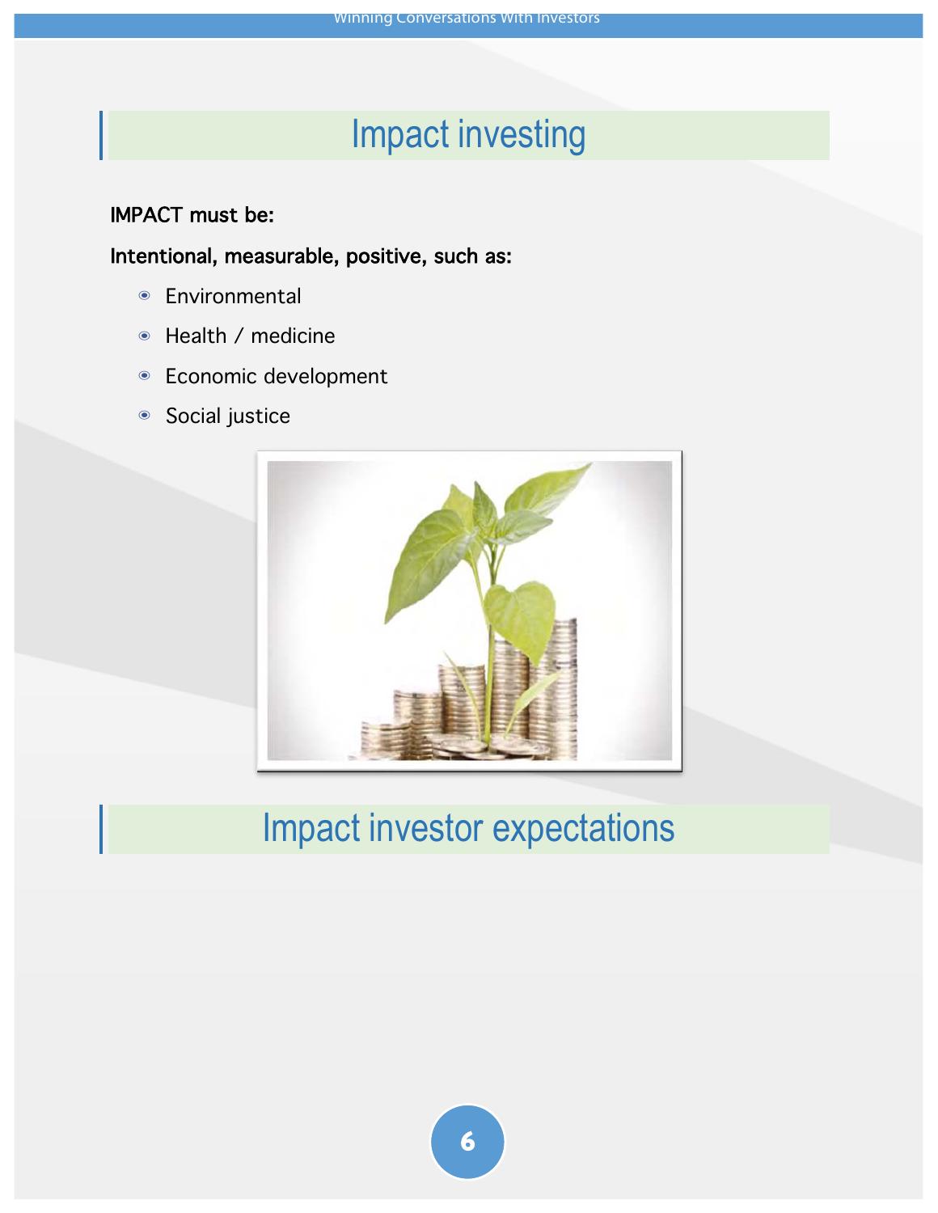# Impact investing

**IMPACT must be:**

**Intentional, measurable, positive, such as:**

- Environmental
- Health / medicine
- Economic development
- Social justice

# Impact investor expectations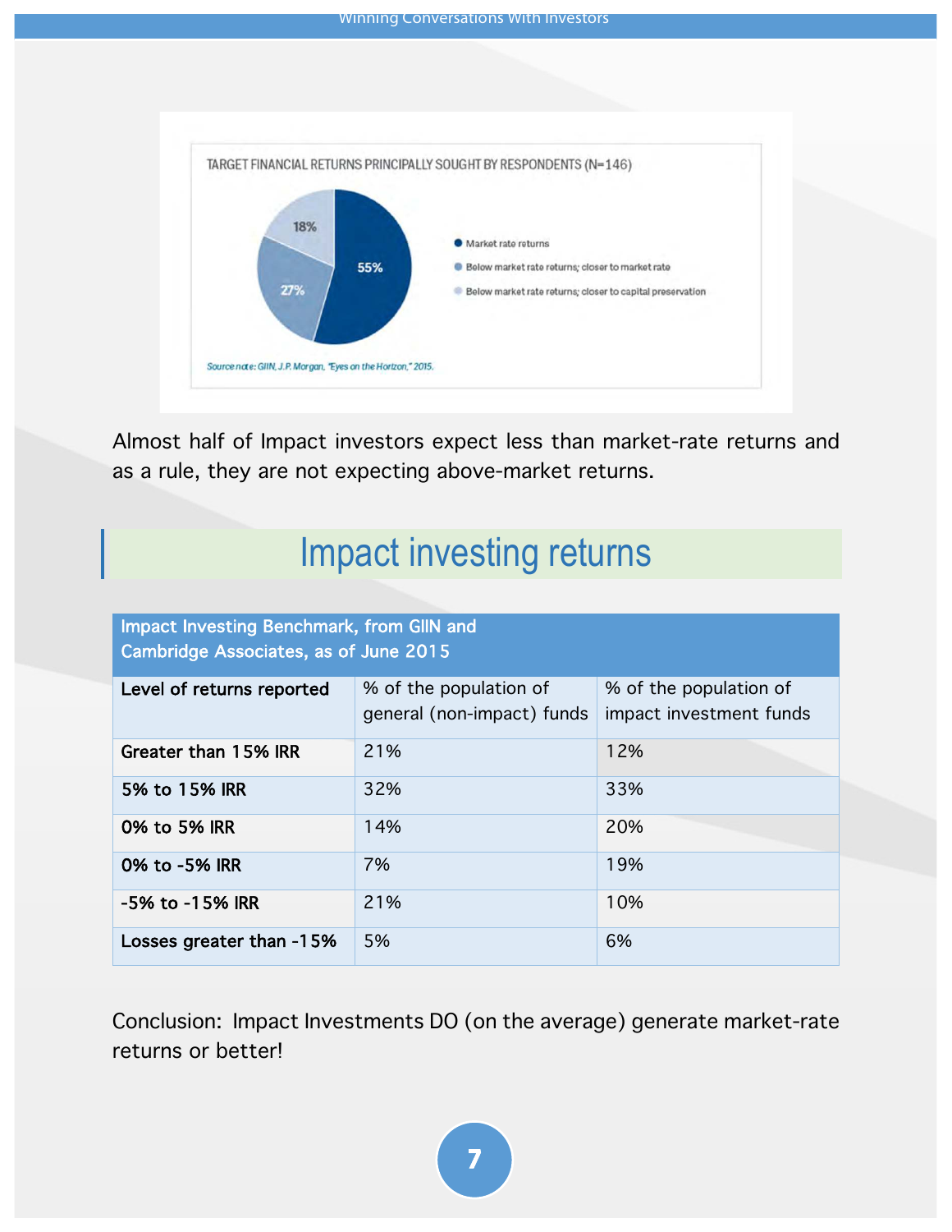TARGET FINANCIAL RETURNS PRINCIPALLY SOUGHT BY RESPONDENTS (N=146)

- Market rate returns: 55%
- Below market rate returns; closer to market rate: 27%
- Below market rate returns; closer to capital preservation: 18%

Source note: GIIN, J.P. Morgan, "Eyes on the Horizon," 2015.

Almost half of Impact investors expect less than market-rate returns and as a rule, they are not expecting above-market returns.

## Impact investing returns

| Impact Investing Benchmark, from GIIN and Cambridge Associates, as of June 2015 | | |
|---|---|---|
| **Level of returns reported** | % of the population of general (non-impact) funds | % of the population of impact investment funds |
| **Greater than 15% IRR** | 21% | 12% |
| **5% to 15% IRR** | 32% | 33% |
| **0% to 5% IRR** | 14% | 20% |
| **0% to -5% IRR** | 7% | 19% |
| **-5% to -15% IRR** | 21% | 10% |
| **Losses greater than -15%** | 5% | 6% |

Conclusion: Impact Investments DO (on the average) generate market-rate returns or better!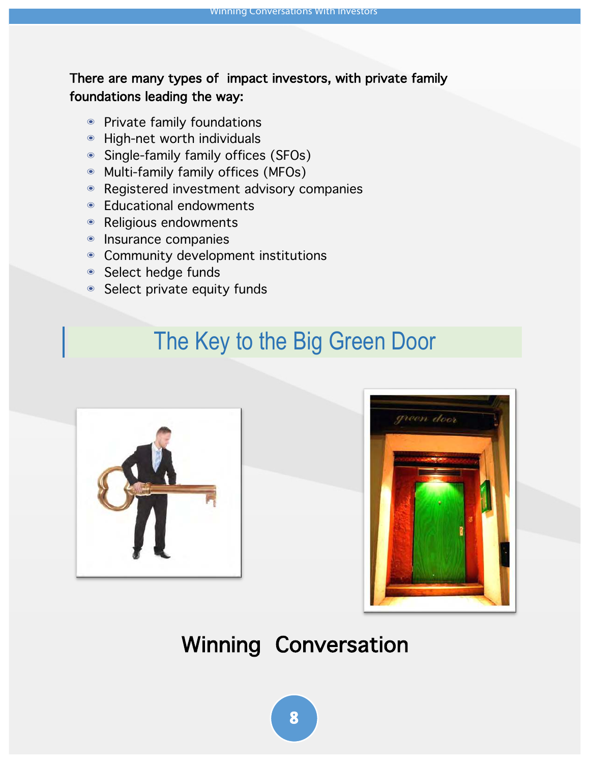**There are many types of impact investors, with private family foundations leading the way:**

- Private family foundations
- High-net worth individuals
- Single-family family offices (SFOs)
- Multi-family family offices (MFOs)
- Registered investment advisory companies
- Educational endowments
- Religious endowments
- Insurance companies
- Community development institutions
- Select hedge funds
- Select private equity funds

## The Key to the Big Green Door

**Winning Conversation**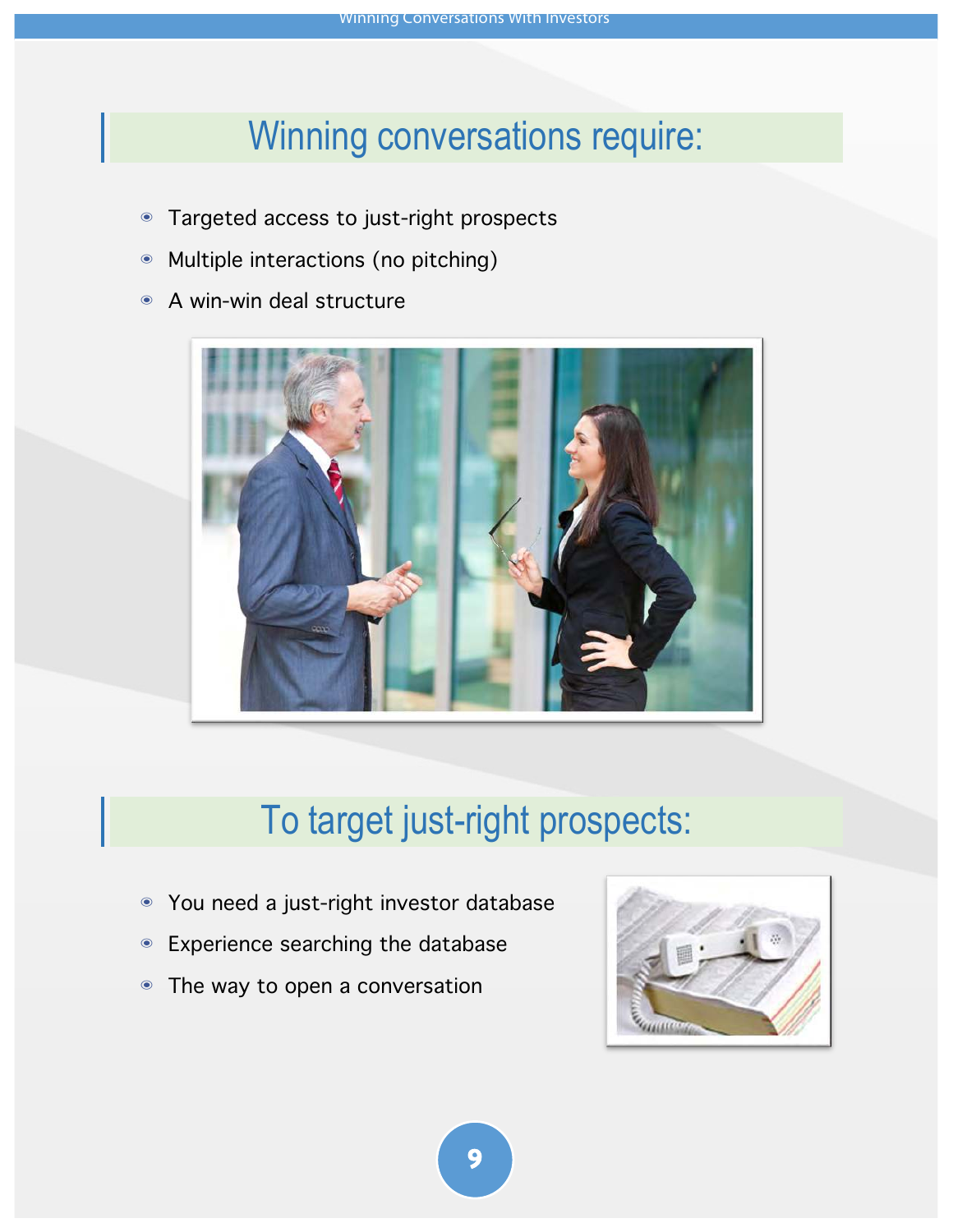## Winning conversations require:

- Targeted access to just-right prospects
- Multiple interactions (no pitching)
- A win-win deal structure

## To target just-right prospects:

- You need a just-right investor database
- Experience searching the database
- The way to open a conversation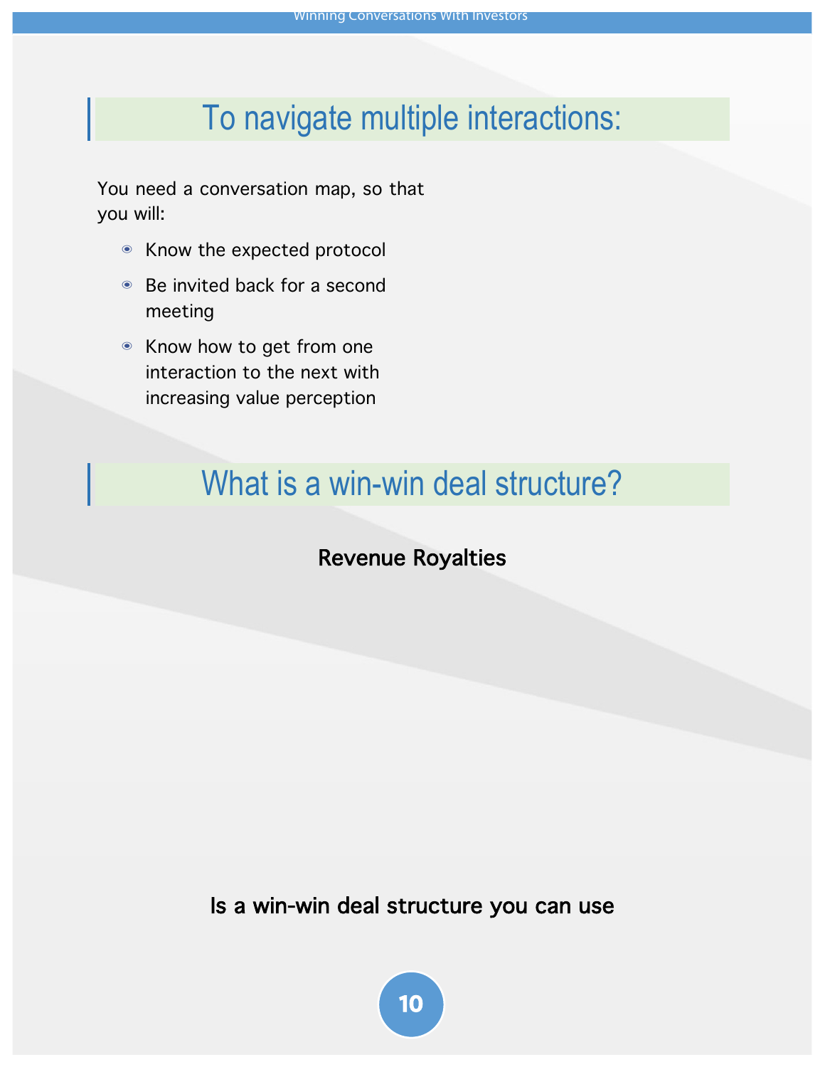## To navigate multiple interactions:

You need a conversation map, so that you will:

- Know the expected protocol
- Be invited back for a second meeting
- Know how to get from one interaction to the next with increasing value perception

## What is a win-win deal structure?

**Revenue Royalties**

**Is a win-win deal structure you can use**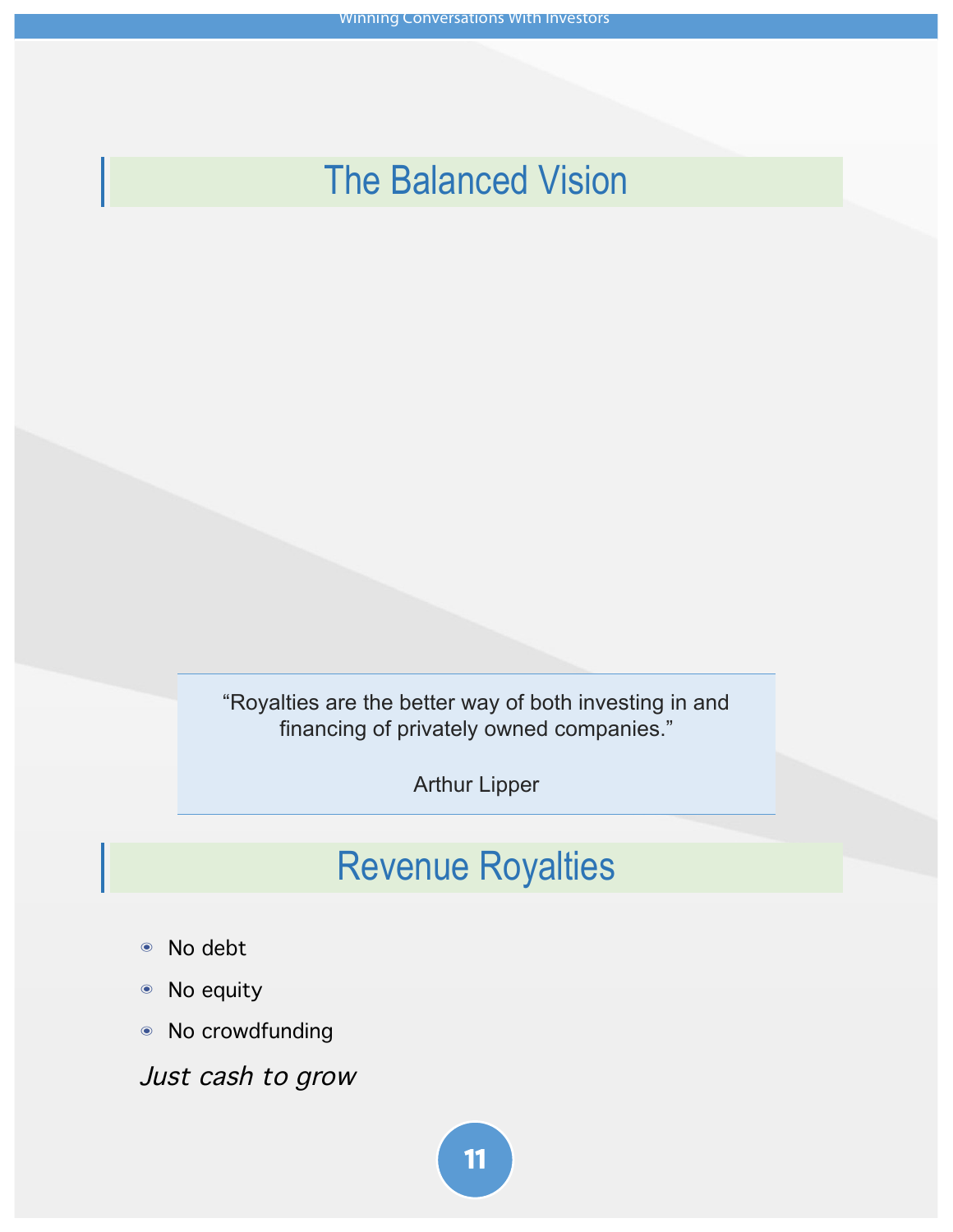## The Balanced Vision

> "Royalties are the better way of both investing in and financing of privately owned companies."
>
> Arthur Lipper

## Revenue Royalties

- No debt
- No equity
- No crowdfunding

*Just cash to grow*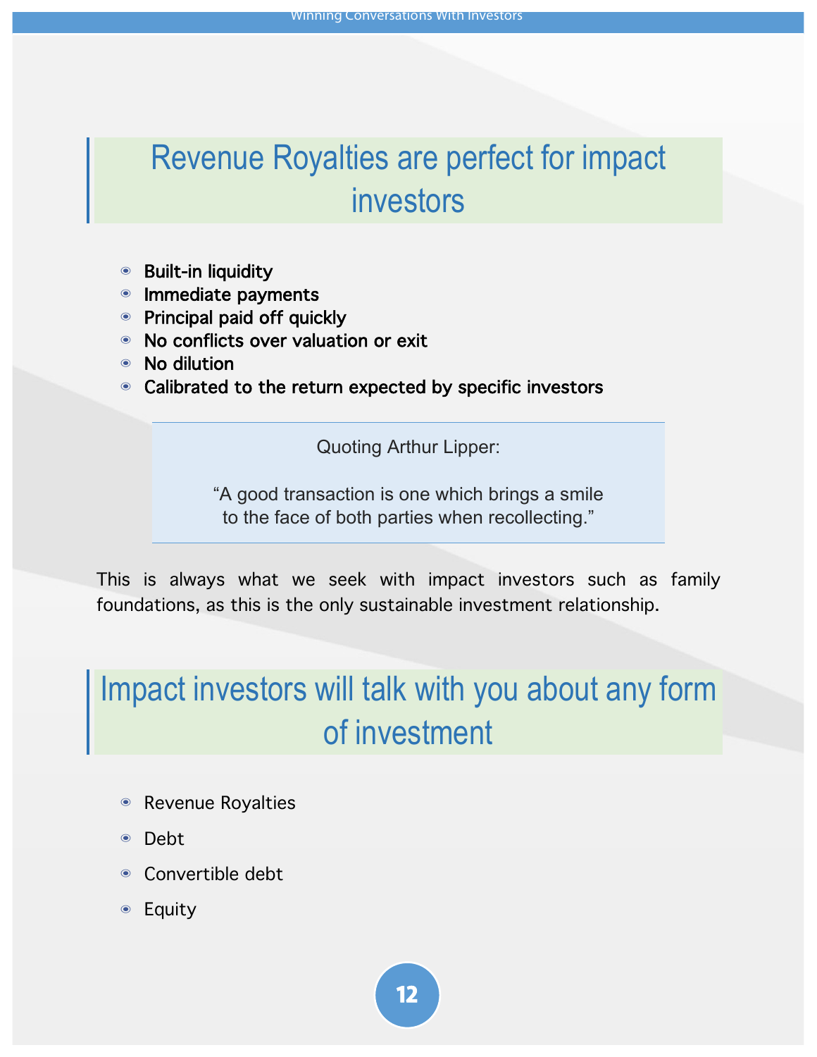## Revenue Royalties are perfect for impact investors

- **Built-in liquidity**
- **Immediate payments**
- **Principal paid off quickly**
- **No conflicts over valuation or exit**
- **No dilution**
- **Calibrated to the return expected by specific investors**

> Quoting Arthur Lipper:
>
> "A good transaction is one which brings a smile to the face of both parties when recollecting."

This is always what we seek with impact investors such as family foundations, as this is the only sustainable investment relationship.

## Impact investors will talk with you about any form of investment

- Revenue Royalties
- Debt
- Convertible debt
- Equity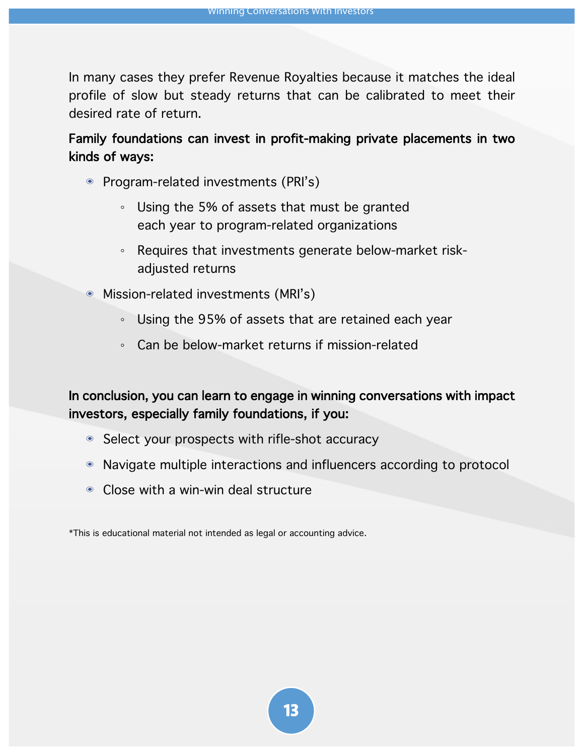In many cases they prefer Revenue Royalties because it matches the ideal profile of slow but steady returns that can be calibrated to meet their desired rate of return.

**Family foundations can invest in profit-making private placements in two kinds of ways:**

- Program-related investments (PRI's)
  - Using the 5% of assets that must be granted each year to program-related organizations
  - Requires that investments generate below-market risk-adjusted returns
- Mission-related investments (MRI's)
  - Using the 95% of assets that are retained each year
  - Can be below-market returns if mission-related

**In conclusion, you can learn to engage in winning conversations with impact investors, especially family foundations, if you:**

- Select your prospects with rifle-shot accuracy
- Navigate multiple interactions and influencers according to protocol
- Close with a win-win deal structure

*This is educational material not intended as legal or accounting advice.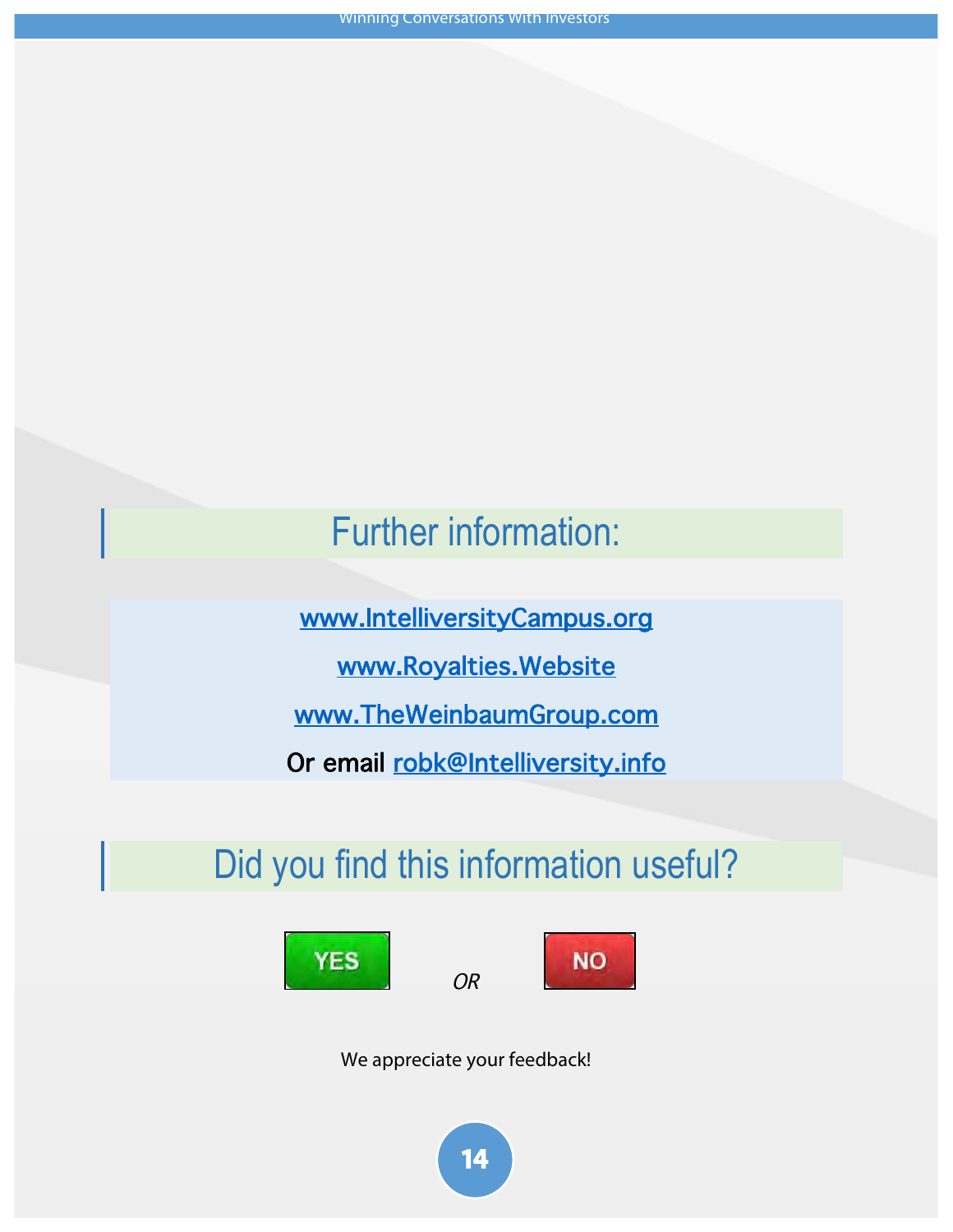## Further information:

www.IntelliversityCampus.org

www.Royalties.Website

www.TheWeinbaumGroup.com

Or email robk@Intelliversity.info

## Did you find this information useful?

YES *OR* NO

We appreciate your feedback!